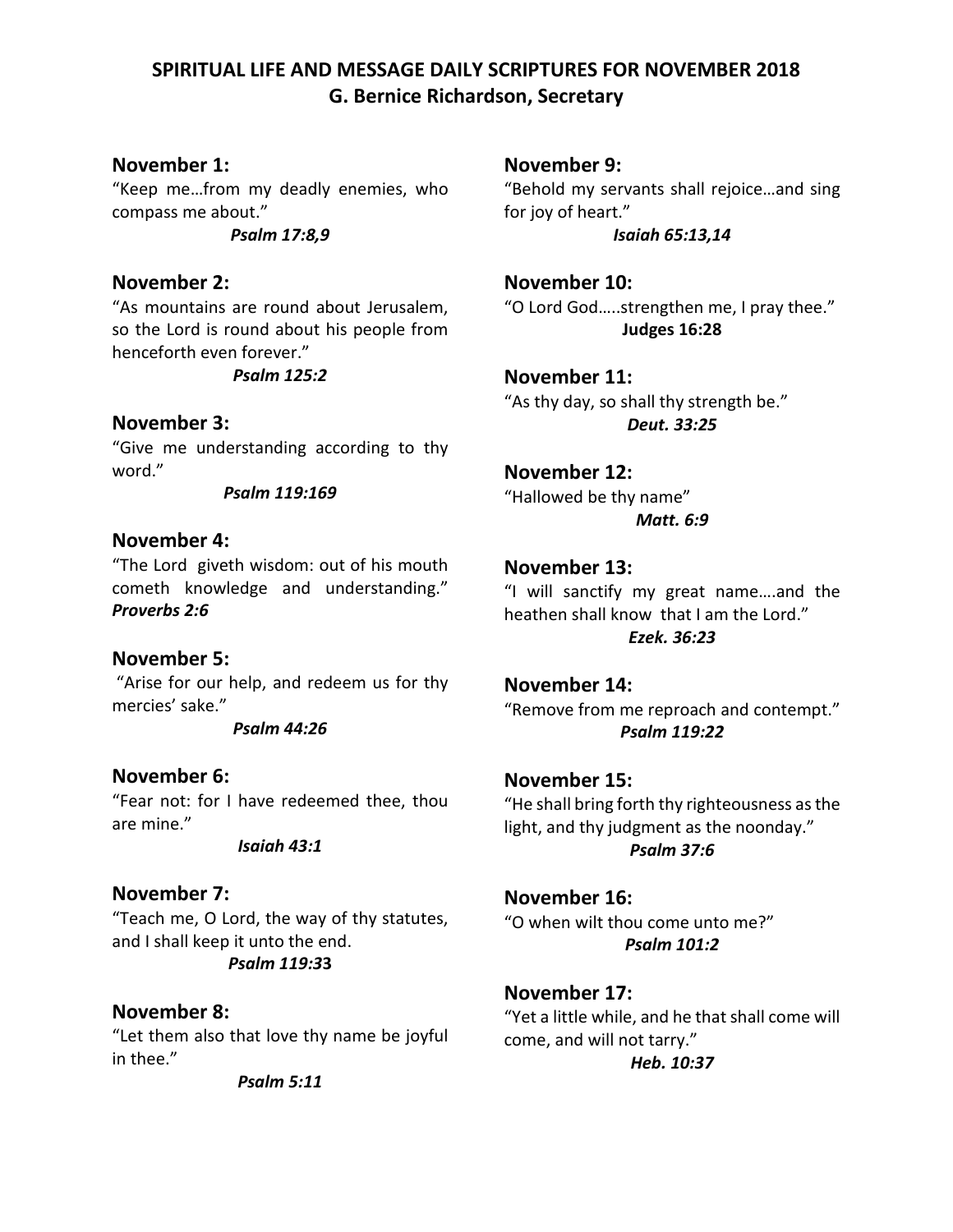# SPIRITUAL LIFE AND MESSAGE DAILY SCRIPTURES FOR NOVEMBER 2018
## G. Bernice Richardson, Secretary

### November 1:
"Keep me…from my deadly enemies, who compass me about."

***Psalm 17:8,9***

### November 2:
"As mountains are round about Jerusalem, so the Lord is round about his people from henceforth even forever."

***Psalm 125:2***

### November 3:
"Give me understanding according to thy word."

***Psalm 119:169***

### November 4:
"The Lord giveth wisdom: out of his mouth cometh knowledge and understanding."
***Proverbs 2:6***

### November 5:
"Arise for our help, and redeem us for thy mercies' sake."

***Psalm 44:26***

### November 6:
"Fear not: for I have redeemed thee, thou are mine."

***Isaiah 43:1***

### November 7:
"Teach me, O Lord, the way of thy statutes, and I shall keep it unto the end.

***Psalm 119:3*3**

### November 8:
"Let them also that love thy name be joyful in thee."

***Psalm 5:11***

### November 9:
"Behold my servants shall rejoice…and sing for joy of heart."

***Isaiah 65:13,14***

### November 10:
"O Lord God…..strengthen me, I pray thee."

**Judges 16:28**

### November 11:
"As thy day, so shall thy strength be."

***Deut. 33:25***

### November 12:
"Hallowed be thy name"

***Matt. 6:9***

### November 13:
"I will sanctify my great name….and the heathen shall know that I am the Lord."

***Ezek. 36:23***

### November 14:
"Remove from me reproach and contempt."

***Psalm 119:22***

### November 15:
"He shall bring forth thy righteousness as the light, and thy judgment as the noonday."

***Psalm 37:6***

### November 16:
"O when wilt thou come unto me?"

***Psalm 101:2***

### November 17:
"Yet a little while, and he that shall come will come, and will not tarry."

***Heb. 10:37***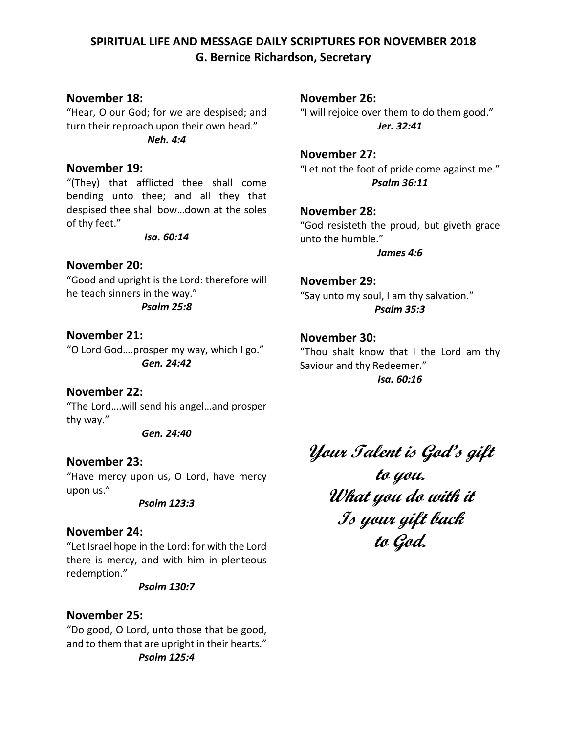**SPIRITUAL LIFE AND MESSAGE DAILY SCRIPTURES FOR NOVEMBER 2018**
**G. Bernice Richardson, Secretary**

### November 18:

"Hear, O our God; for we are despised; and turn their reproach upon their own head."

***Neh. 4:4***

### November 19:

"(They) that afflicted thee shall come bending unto thee; and all they that despised thee shall bow…down at the soles of thy feet."

***Isa. 60:14***

### November 20:

"Good and upright is the Lord: therefore will he teach sinners in the way."

***Psalm 25:8***

### November 21:

"O Lord God….prosper my way, which I go."

***Gen. 24:42***

### November 22:

"The Lord….will send his angel…and prosper thy way."

***Gen. 24:40***

### November 23:

"Have mercy upon us, O Lord, have mercy upon us."

***Psalm 123:3***

### November 24:

"Let Israel hope in the Lord: for with the Lord there is mercy, and with him in plenteous redemption."

***Psalm 130:7***

### November 25:

"Do good, O Lord, unto those that be good, and to them that are upright in their hearts."

***Psalm 125:4***

### November 26:

"I will rejoice over them to do them good."

***Jer. 32:41***

### November 27:

"Let not the foot of pride come against me."

***Psalm 36:11***

### November 28:

"God resisteth the proud, but giveth grace unto the humble."

***James 4:6***

### November 29:

"Say unto my soul, I am thy salvation."

***Psalm 35:3***

### November 30:

"Thou shalt know that I the Lord am thy Saviour and thy Redeemer."

***Isa. 60:16***

***Your Talent is God's gift to you.***
***What you do with it***
***Is your gift back to God.***